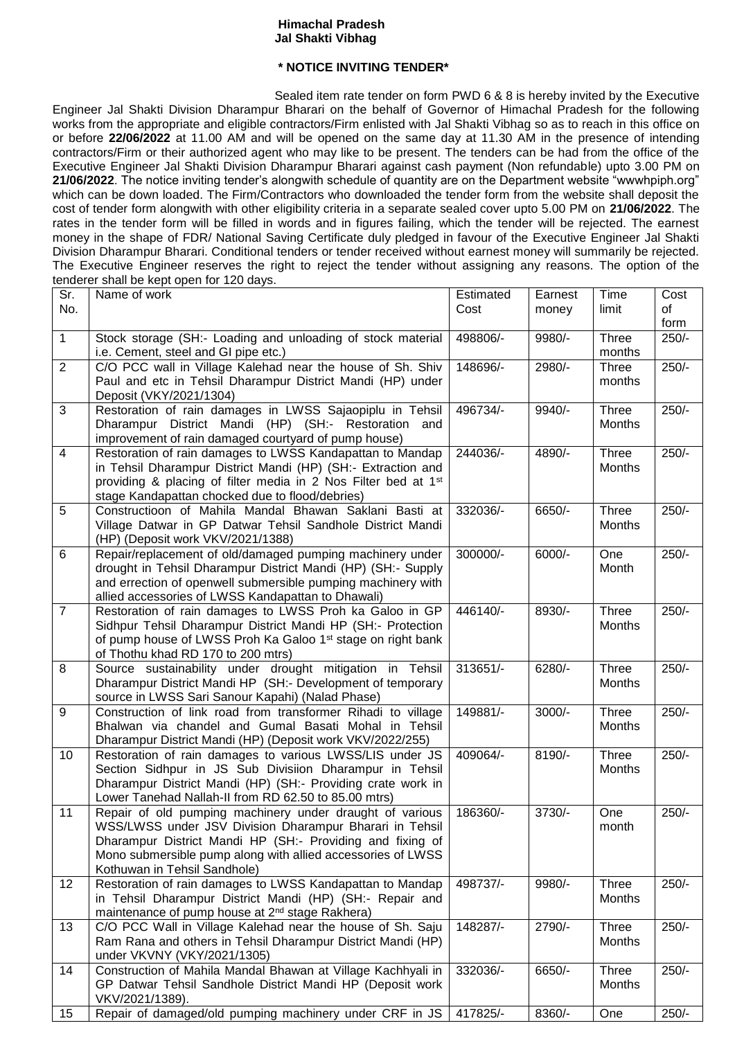**Himachal Pradesh**
**Jal Shakti Vibhag**

**\* NOTICE INVITING TENDER\***

Sealed item rate tender on form PWD 6 & 8 is hereby invited by the Executive Engineer Jal Shakti Division Dharampur Bharari on the behalf of Governor of Himachal Pradesh for the following works from the appropriate and eligible contractors/Firm enlisted with Jal Shakti Vibhag so as to reach in this office on or before **22/06/2022** at 11.00 AM and will be opened on the same day at 11.30 AM in the presence of intending contractors/Firm or their authorized agent who may like to be present. The tenders can be had from the office of the Executive Engineer Jal Shakti Division Dharampur Bharari against cash payment (Non refundable) upto 3.00 PM on **21/06/2022**. The notice inviting tender's alongwith schedule of quantity are on the Department website "wwwhpiph.org" which can be down loaded. The Firm/Contractors who downloaded the tender form from the website shall deposit the cost of tender form alongwith with other eligibility criteria in a separate sealed cover upto 5.00 PM on **21/06/2022**. The rates in the tender form will be filled in words and in figures failing, which the tender will be rejected. The earnest money in the shape of FDR/ National Saving Certificate duly pledged in favour of the Executive Engineer Jal Shakti Division Dharampur Bharari. Conditional tenders or tender received without earnest money will summarily be rejected. The Executive Engineer reserves the right to reject the tender without assigning any reasons. The option of the tenderer shall be kept open for 120 days.

| Sr. No. | Name of work | Estimated Cost | Earnest money | Time limit | Cost of form |
|---|---|---|---|---|---|
| 1 | Stock storage (SH:- Loading and unloading of stock material i.e. Cement, steel and GI pipe etc.) | 498806/- | 9980/- | Three months | 250/- |
| 2 | C/O PCC wall in Village Kalehad near the house of Sh. Shiv Paul and etc in Tehsil Dharampur District Mandi (HP) under Deposit (VKY/2021/1304) | 148696/- | 2980/- | Three months | 250/- |
| 3 | Restoration of rain damages in LWSS Sajaopiplu in Tehsil Dharampur District Mandi (HP) (SH:- Restoration and improvement of rain damaged courtyard of pump house) | 496734/- | 9940/- | Three Months | 250/- |
| 4 | Restoration of rain damages to LWSS Kandapattan to Mandap in Tehsil Dharampur District Mandi (HP) (SH:- Extraction and providing & placing of filter media in 2 Nos Filter bed at 1st stage Kandapattan chocked due to flood/debries) | 244036/- | 4890/- | Three Months | 250/- |
| 5 | Constructioon of Mahila Mandal Bhawan Saklani Basti at Village Datwar in GP Datwar Tehsil Sandhole District Mandi (HP) (Deposit work VKV/2021/1388) | 332036/- | 6650/- | Three Months | 250/- |
| 6 | Repair/replacement of old/damaged pumping machinery under drought in Tehsil Dharampur District Mandi (HP) (SH:- Supply and errection of openwell submersible pumping machinery with allied accessories of LWSS Kandapattan to Dhawali) | 300000/- | 6000/- | One Month | 250/- |
| 7 | Restoration of rain damages to LWSS Proh ka Galoo in GP Sidhpur Tehsil Dharampur District Mandi HP (SH:- Protection of pump house of LWSS Proh Ka Galoo 1st stage on right bank of Thothu khad RD 170 to 200 mtrs) | 446140/- | 8930/- | Three Months | 250/- |
| 8 | Source sustainability under drought mitigation in Tehsil Dharampur District Mandi HP (SH:- Development of temporary source in LWSS Sari Sanour Kapahi) (Nalad Phase) | 313651/- | 6280/- | Three Months | 250/- |
| 9 | Construction of link road from transformer Rihadi to village Bhalwan via chandel and Gumal Basati Mohal in Tehsil Dharampur District Mandi (HP) (Deposit work VKV/2022/255) | 149881/- | 3000/- | Three Months | 250/- |
| 10 | Restoration of rain damages to various LWSS/LIS under JS Section Sidhpur in JS Sub Divisiion Dharampur in Tehsil Dharampur District Mandi (HP) (SH:- Providing crate work in Lower Tanehad Nallah-II from RD 62.50 to 85.00 mtrs) | 409064/- | 8190/- | Three Months | 250/- |
| 11 | Repair of old pumping machinery under draught of various WSS/LWSS under JSV Division Dharampur Bharari in Tehsil Dharampur District Mandi HP (SH:- Providing and fixing of Mono submersible pump along with allied accessories of LWSS Kothuwan in Tehsil Sandhole) | 186360/- | 3730/- | One month | 250/- |
| 12 | Restoration of rain damages to LWSS Kandapattan to Mandap in Tehsil Dharampur District Mandi (HP) (SH:- Repair and maintenance of pump house at 2nd stage Rakhera) | 498737/- | 9980/- | Three Months | 250/- |
| 13 | C/O PCC Wall in Village Kalehad near the house of Sh. Saju Ram Rana and others in Tehsil Dharampur District Mandi (HP) under VKVNY (VKY/2021/1305) | 148287/- | 2790/- | Three Months | 250/- |
| 14 | Construction of Mahila Mandal Bhawan at Village Kachhyali in GP Datwar Tehsil Sandhole District Mandi HP (Deposit work VKV/2021/1389). | 332036/- | 6650/- | Three Months | 250/- |
| 15 | Repair of damaged/old pumping machinery under CRF in JS | 417825/- | 8360/- | One | 250/- |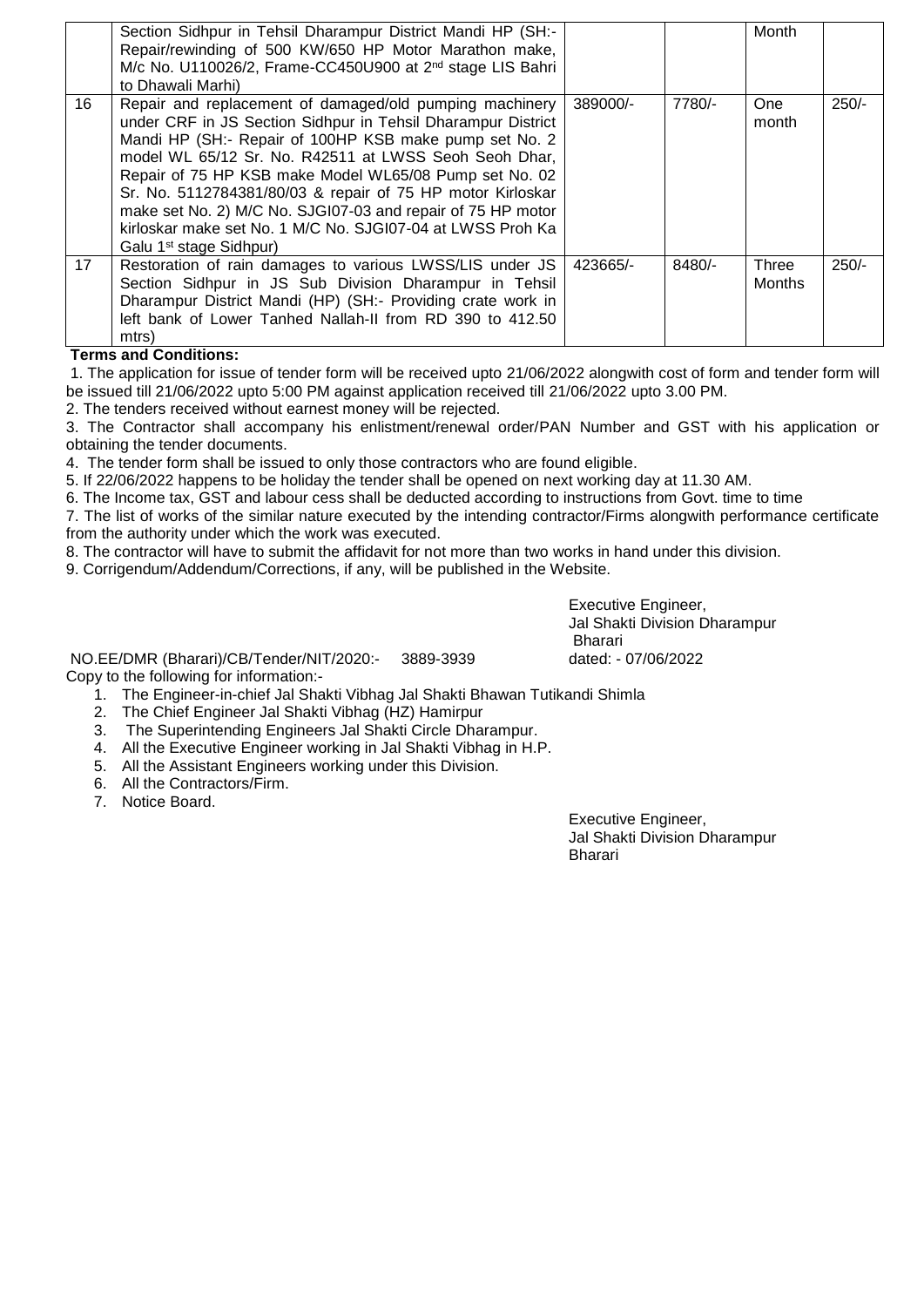| | | | | | |
|---|---|---|---|---|---|
| | Section Sidhpur in Tehsil Dharampur District Mandi HP (SH:- Repair/rewinding of 500 KW/650 HP Motor Marathon make, M/c No. U110026/2, Frame-CC450U900 at 2nd stage LIS Bahri to Dhawali Marhi) | | | Month | |
| 16 | Repair and replacement of damaged/old pumping machinery under CRF in JS Section Sidhpur in Tehsil Dharampur District Mandi HP (SH:- Repair of 100HP KSB make pump set No. 2 model WL 65/12 Sr. No. R42511 at LWSS Seoh Seoh Dhar, Repair of 75 HP KSB make Model WL65/08 Pump set No. 02 Sr. No. 5112784381/80/03 & repair of 75 HP motor Kirloskar make set No. 2) M/C No. SJGI07-03 and repair of 75 HP motor kirloskar make set No. 1 M/C No. SJGI07-04 at LWSS Proh Ka Galu 1st stage Sidhpur) | 389000/- | 7780/- | One month | 250/- |
| 17 | Restoration of rain damages to various LWSS/LIS under JS Section Sidhpur in JS Sub Division Dharampur in Tehsil Dharampur District Mandi (HP) (SH:- Providing crate work in left bank of Lower Tanhed Nallah-II from RD 390 to 412.50 mtrs) | 423665/- | 8480/- | Three Months | 250/- |

**Terms and Conditions:**

1. The application for issue of tender form will be received upto 21/06/2022 alongwith cost of form and tender form will be issued till 21/06/2022 upto 5:00 PM against application received till 21/06/2022 upto 3.00 PM.
2. The tenders received without earnest money will be rejected.
3. The Contractor shall accompany his enlistment/renewal order/PAN Number and GST with his application or obtaining the tender documents.
4. The tender form shall be issued to only those contractors who are found eligible.
5. If 22/06/2022 happens to be holiday the tender shall be opened on next working day at 11.30 AM.
6. The Income tax, GST and labour cess shall be deducted according to instructions from Govt. time to time
7. The list of works of the similar nature executed by the intending contractor/Firms alongwith performance certificate from the authority under which the work was executed.
8. The contractor will have to submit the affidavit for not more than two works in hand under this division.
9. Corrigendum/Addendum/Corrections, if any, will be published in the Website.

Executive Engineer,
Jal Shakti Division Dharampur
Bharari

NO.EE/DMR (Bharari)/CB/Tender/NIT/2020:- 3889-3939 dated: - 07/06/2022

Copy to the following for information:-

1. The Engineer-in-chief Jal Shakti Vibhag Jal Shakti Bhawan Tutikandi Shimla
2. The Chief Engineer Jal Shakti Vibhag (HZ) Hamirpur
3. The Superintending Engineers Jal Shakti Circle Dharampur.
4. All the Executive Engineer working in Jal Shakti Vibhag in H.P.
5. All the Assistant Engineers working under this Division.
6. All the Contractors/Firm.
7. Notice Board.

Executive Engineer,
Jal Shakti Division Dharampur
Bharari